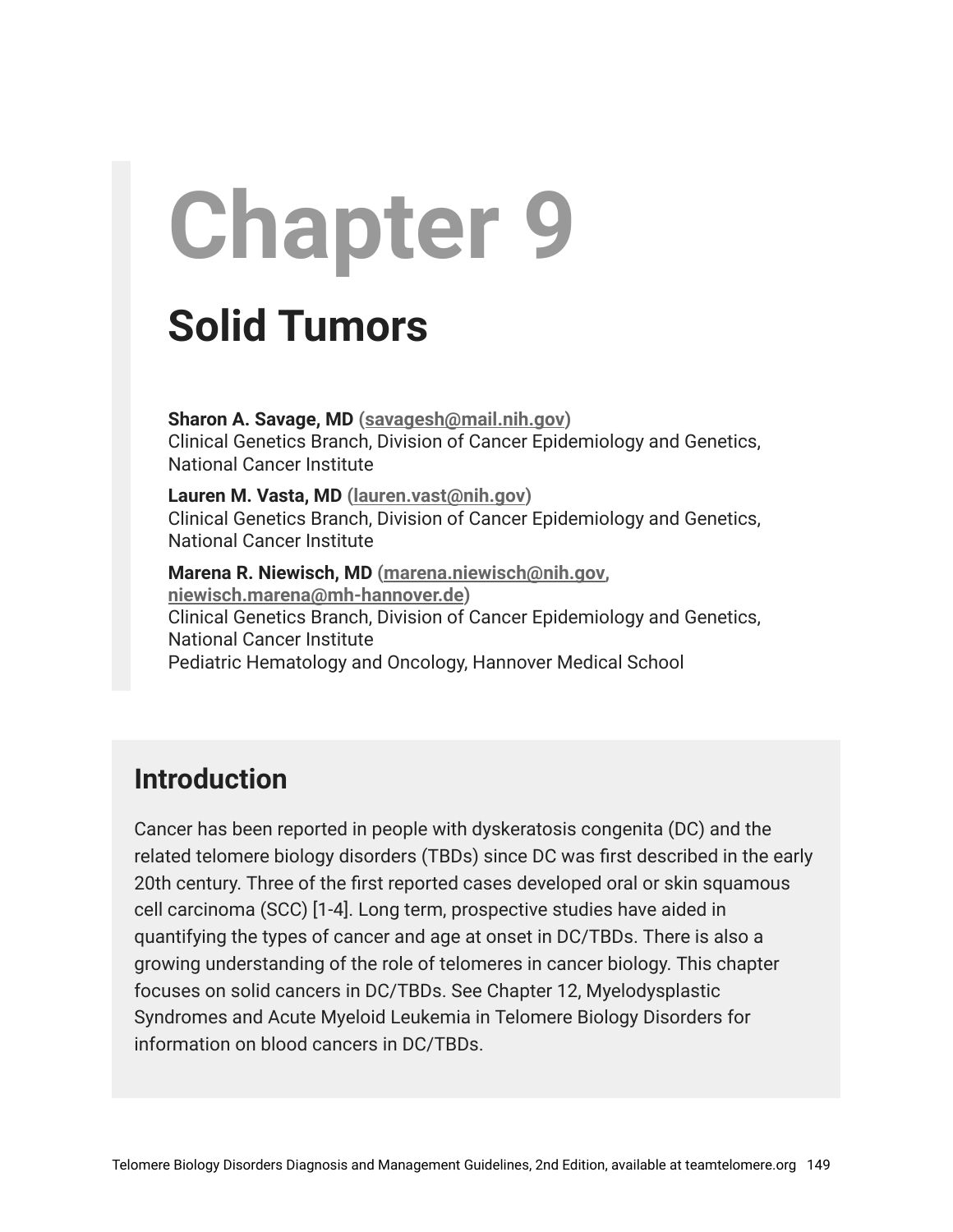# Chapter 9

## Solid Tumors

**Sharon A. Savage, MD** (savagesh@mail.nih.gov)
Clinical Genetics Branch, Division of Cancer Epidemiology and Genetics, National Cancer Institute

**Lauren M. Vasta, MD** (lauren.vast@nih.gov)
Clinical Genetics Branch, Division of Cancer Epidemiology and Genetics, National Cancer Institute

**Marena R. Niewisch, MD** (marena.niewisch@nih.gov, niewisch.marena@mh-hannover.de)
Clinical Genetics Branch, Division of Cancer Epidemiology and Genetics, National Cancer Institute
Pediatric Hematology and Oncology, Hannover Medical School

## Introduction

Cancer has been reported in people with dyskeratosis congenita (DC) and the related telomere biology disorders (TBDs) since DC was first described in the early 20th century. Three of the first reported cases developed oral or skin squamous cell carcinoma (SCC) [1-4]. Long term, prospective studies have aided in quantifying the types of cancer and age at onset in DC/TBDs. There is also a growing understanding of the role of telomeres in cancer biology. This chapter focuses on solid cancers in DC/TBDs. See Chapter 12, Myelodysplastic Syndromes and Acute Myeloid Leukemia in Telomere Biology Disorders for information on blood cancers in DC/TBDs.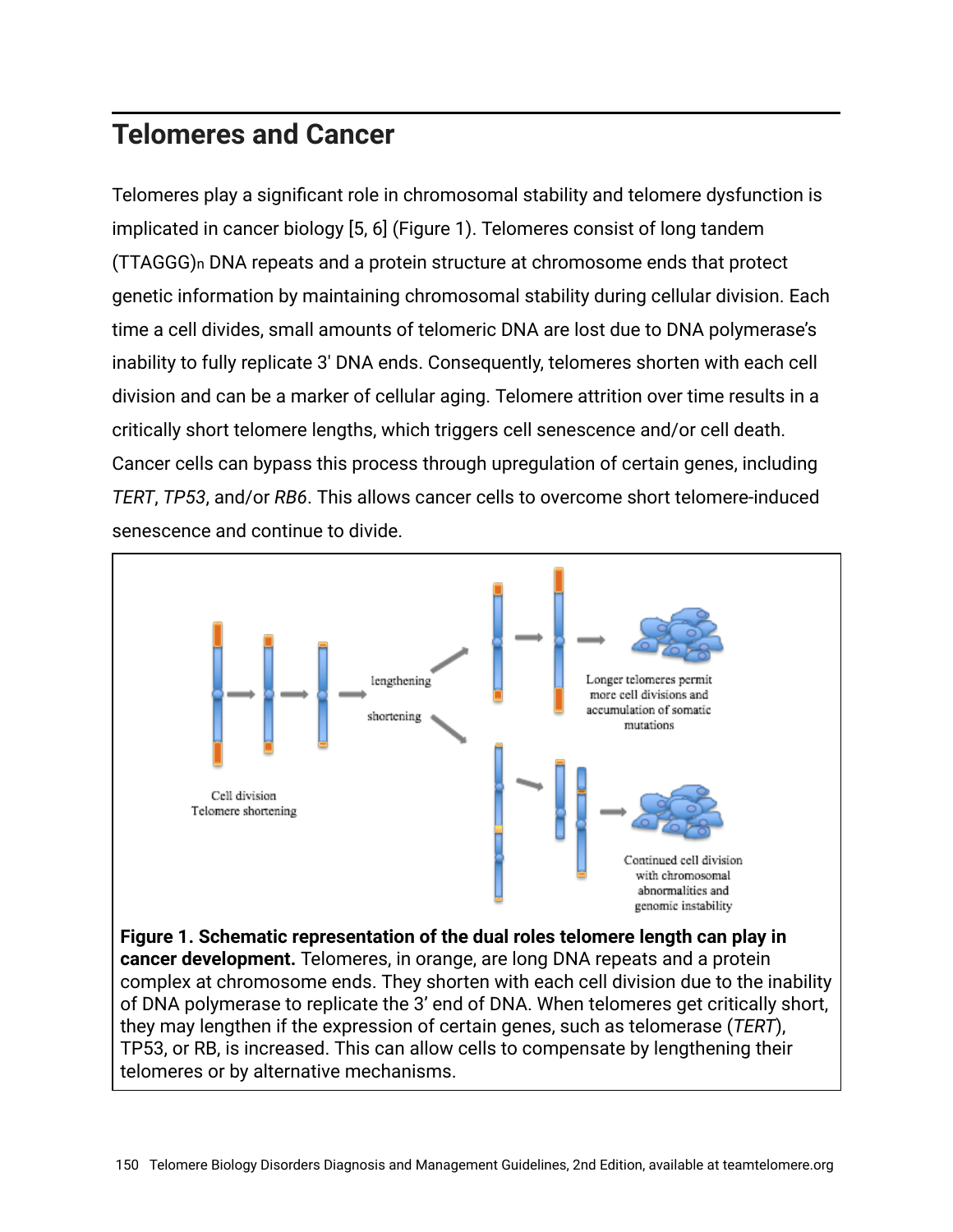## Telomeres and Cancer

Telomeres play a significant role in chromosomal stability and telomere dysfunction is implicated in cancer biology [5, 6] (Figure 1). Telomeres consist of long tandem $(TTAGGG)_n$ DNA repeats and a protein structure at chromosome ends that protect genetic information by maintaining chromosomal stability during cellular division. Each time a cell divides, small amounts of telomeric DNA are lost due to DNA polymerase's inability to fully replicate 3' DNA ends. Consequently, telomeres shorten with each cell division and can be a marker of cellular aging. Telomere attrition over time results in a critically short telomere lengths, which triggers cell senescence and/or cell death. Cancer cells can bypass this process through upregulation of certain genes, including *TERT*, *TP53*, and/or *RB6*. This allows cancer cells to overcome short telomere-induced senescence and continue to divide.

Cell division
Telomere shortening

lengthening

shortening

Longer telomeres permit more cell divisions and accumulation of somatic mutations

Continued cell division with chromosomal abnormalities and genomic instability

**Figure 1. Schematic representation of the dual roles telomere length can play in cancer development.** Telomeres, in orange, are long DNA repeats and a protein complex at chromosome ends. They shorten with each cell division due to the inability of DNA polymerase to replicate the 3' end of DNA. When telomeres get critically short, they may lengthen if the expression of certain genes, such as telomerase (*TERT*), TP53, or RB, is increased. This can allow cells to compensate by lengthening their telomeres or by alternative mechanisms.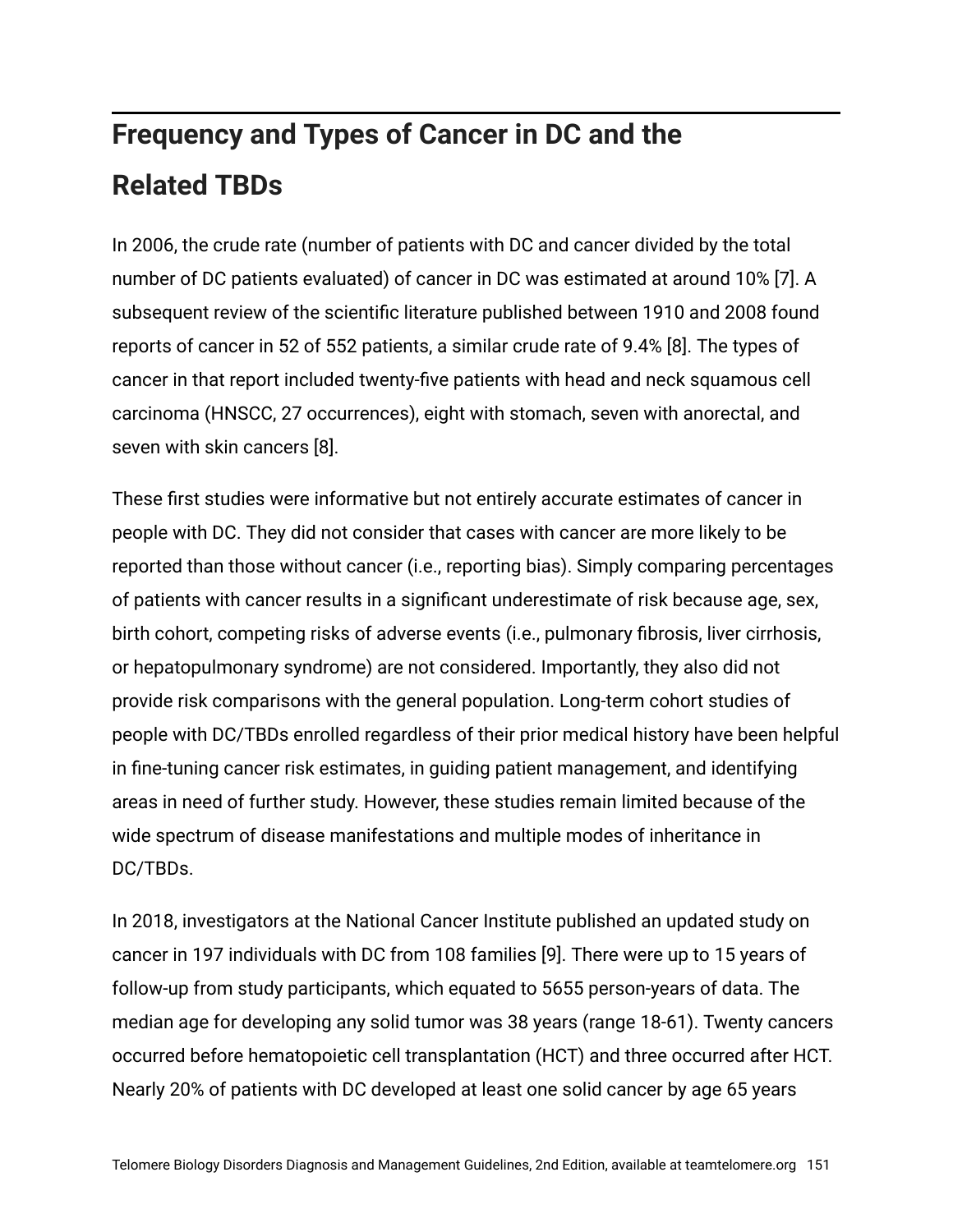## Frequency and Types of Cancer in DC and the Related TBDs

In 2006, the crude rate (number of patients with DC and cancer divided by the total number of DC patients evaluated) of cancer in DC was estimated at around 10% [7]. A subsequent review of the scientific literature published between 1910 and 2008 found reports of cancer in 52 of 552 patients, a similar crude rate of 9.4% [8]. The types of cancer in that report included twenty-five patients with head and neck squamous cell carcinoma (HNSCC, 27 occurrences), eight with stomach, seven with anorectal, and seven with skin cancers [8].

These first studies were informative but not entirely accurate estimates of cancer in people with DC. They did not consider that cases with cancer are more likely to be reported than those without cancer (i.e., reporting bias). Simply comparing percentages of patients with cancer results in a significant underestimate of risk because age, sex, birth cohort, competing risks of adverse events (i.e., pulmonary fibrosis, liver cirrhosis, or hepatopulmonary syndrome) are not considered. Importantly, they also did not provide risk comparisons with the general population. Long-term cohort studies of people with DC/TBDs enrolled regardless of their prior medical history have been helpful in fine-tuning cancer risk estimates, in guiding patient management, and identifying areas in need of further study. However, these studies remain limited because of the wide spectrum of disease manifestations and multiple modes of inheritance in DC/TBDs.

In 2018, investigators at the National Cancer Institute published an updated study on cancer in 197 individuals with DC from 108 families [9]. There were up to 15 years of follow-up from study participants, which equated to 5655 person-years of data. The median age for developing any solid tumor was 38 years (range 18-61). Twenty cancers occurred before hematopoietic cell transplantation (HCT) and three occurred after HCT. Nearly 20% of patients with DC developed at least one solid cancer by age 65 years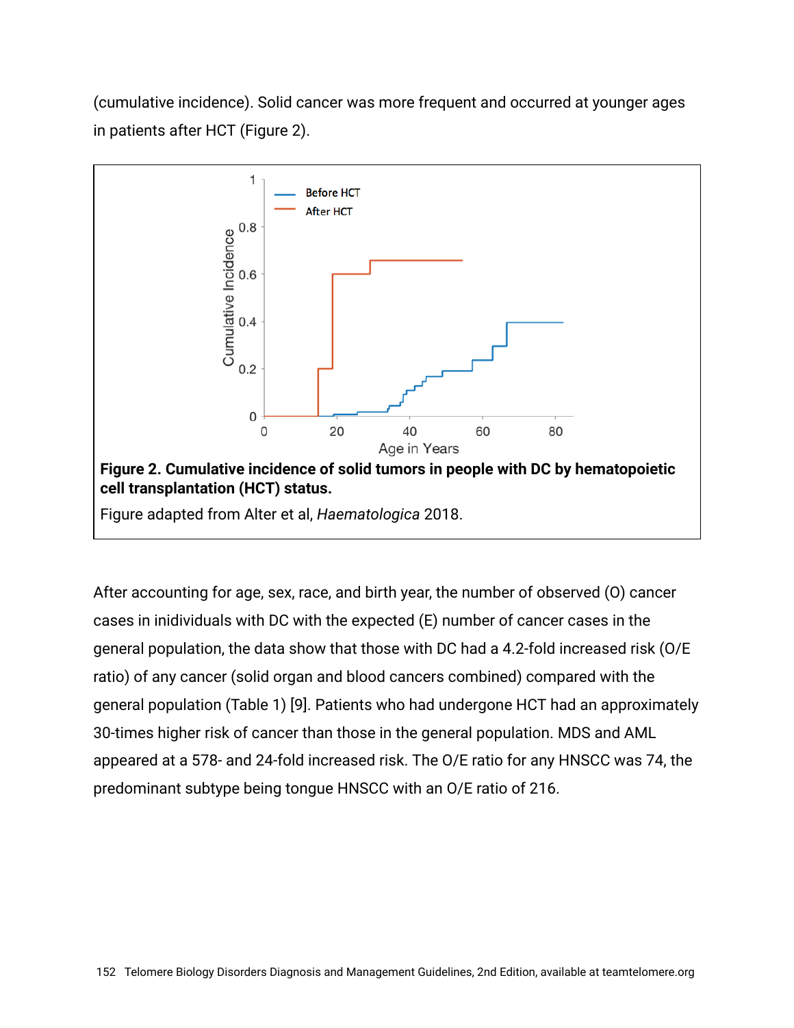(cumulative incidence). Solid cancer was more frequent and occurred at younger ages in patients after HCT (Figure 2).

**Figure 2. Cumulative incidence of solid tumors in people with DC by hematopoietic cell transplantation (HCT) status.**

Figure adapted from Alter et al, *Haematologica* 2018.

After accounting for age, sex, race, and birth year, the number of observed (O) cancer cases in inidividuals with DC with the expected (E) number of cancer cases in the general population, the data show that those with DC had a 4.2-fold increased risk (O/E ratio) of any cancer (solid organ and blood cancers combined) compared with the general population (Table 1) [9]. Patients who had undergone HCT had an approximately 30-times higher risk of cancer than those in the general population. MDS and AML appeared at a 578- and 24-fold increased risk. The O/E ratio for any HNSCC was 74, the predominant subtype being tongue HNSCC with an O/E ratio of 216.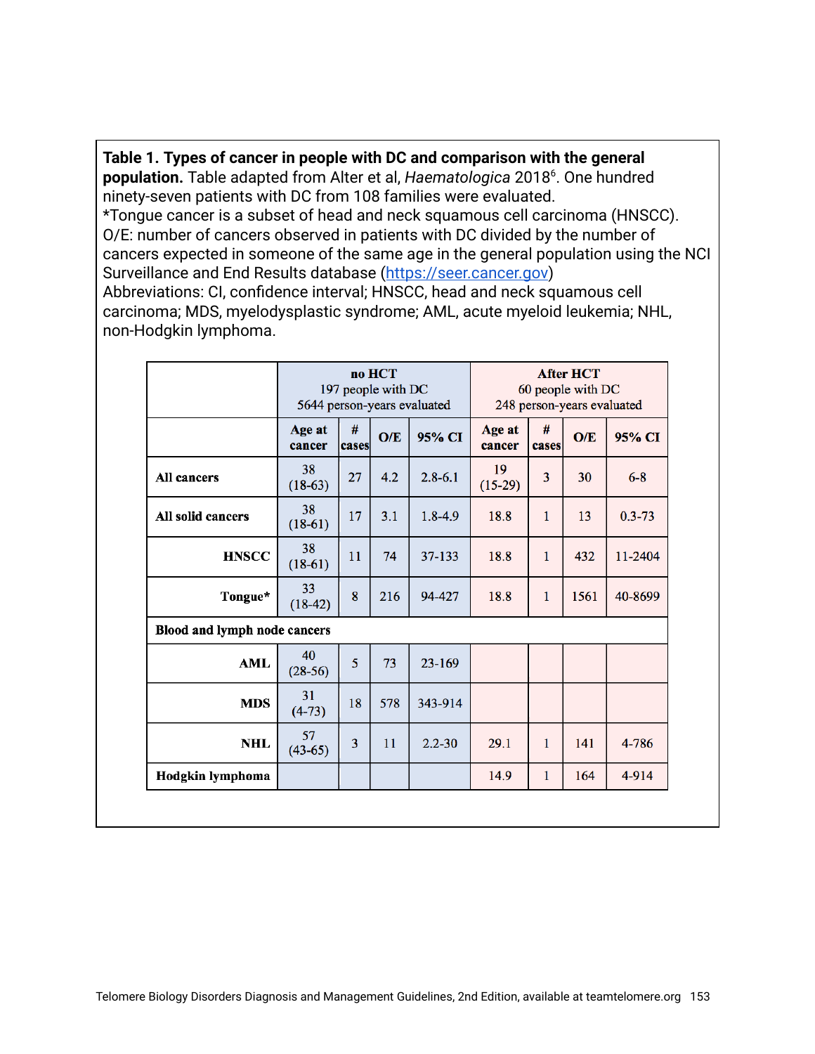**Table 1. Types of cancer in people with DC and comparison with the general population.** Table adapted from Alter et al, *Haematologica* 2018[6]. One hundred ninety-seven patients with DC from 108 families were evaluated.
*Tongue cancer is a subset of head and neck squamous cell carcinoma (HNSCC).
O/E: number of cancers observed in patients with DC divided by the number of cancers expected in someone of the same age in the general population using the NCI Surveillance and End Results database (https://seer.cancer.gov)
Abbreviations: CI, confidence interval; HNSCC, head and neck squamous cell carcinoma; MDS, myelodysplastic syndrome; AML, acute myeloid leukemia; NHL, non-Hodgkin lymphoma.

| | **no HCT** 197 people with DC 5644 person-years evaluated | | | | **After HCT** 60 people with DC 248 person-years evaluated | | | |
|---|---|---|---|---|---|---|---|---|
| | **Age at cancer** | **# cases** | **O/E** | **95% CI** | **Age at cancer** | **# cases** | **O/E** | **95% CI** |
| **All cancers** | 38 (18-63) | 27 | 4.2 | 2.8-6.1 | 19 (15-29) | 3 | 30 | 6-8 |
| **All solid cancers** | 38 (18-61) | 17 | 3.1 | 1.8-4.9 | 18.8 | 1 | 13 | 0.3-73 |
| **HNSCC** | 38 (18-61) | 11 | 74 | 37-133 | 18.8 | 1 | 432 | 11-2404 |
| **Tongue*** | 33 (18-42) | 8 | 216 | 94-427 | 18.8 | 1 | 1561 | 40-8699 |
| **Blood and lymph node cancers** | | | | | | | | |
| **AML** | 40 (28-56) | 5 | 73 | 23-169 | | | | |
| **MDS** | 31 (4-73) | 18 | 578 | 343-914 | | | | |
| **NHL** | 57 (43-65) | 3 | 11 | 2.2-30 | 29.1 | 1 | 141 | 4-786 |
| **Hodgkin lymphoma** | | | | | 14.9 | 1 | 164 | 4-914 |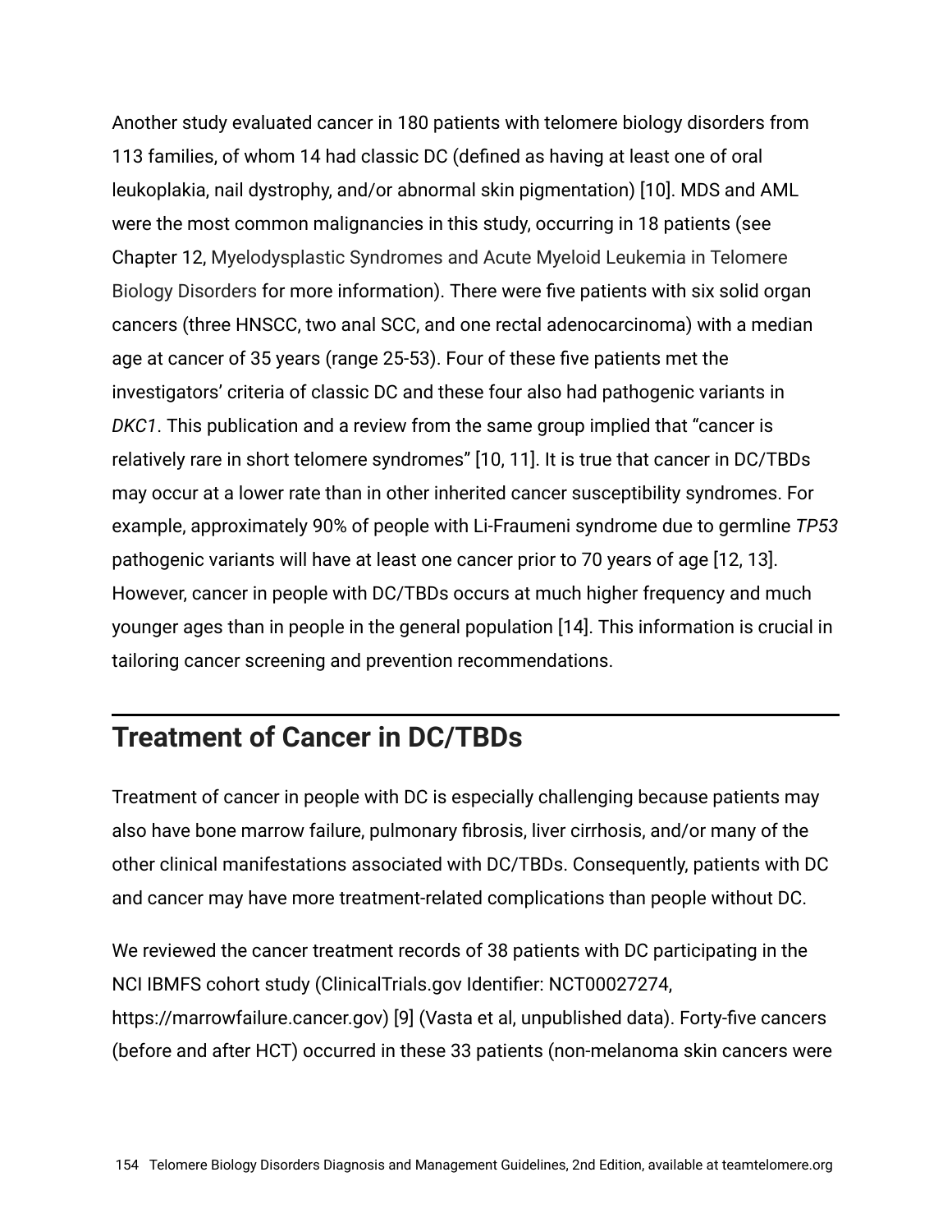Another study evaluated cancer in 180 patients with telomere biology disorders from 113 families, of whom 14 had classic DC (defined as having at least one of oral leukoplakia, nail dystrophy, and/or abnormal skin pigmentation) [10]. MDS and AML were the most common malignancies in this study, occurring in 18 patients (see Chapter 12, Myelodysplastic Syndromes and Acute Myeloid Leukemia in Telomere Biology Disorders for more information). There were five patients with six solid organ cancers (three HNSCC, two anal SCC, and one rectal adenocarcinoma) with a median age at cancer of 35 years (range 25-53). Four of these five patients met the investigators' criteria of classic DC and these four also had pathogenic variants in *DKC1*. This publication and a review from the same group implied that "cancer is relatively rare in short telomere syndromes" [10, 11]. It is true that cancer in DC/TBDs may occur at a lower rate than in other inherited cancer susceptibility syndromes. For example, approximately 90% of people with Li-Fraumeni syndrome due to germline *TP53* pathogenic variants will have at least one cancer prior to 70 years of age [12, 13]. However, cancer in people with DC/TBDs occurs at much higher frequency and much younger ages than in people in the general population [14]. This information is crucial in tailoring cancer screening and prevention recommendations.

## Treatment of Cancer in DC/TBDs

Treatment of cancer in people with DC is especially challenging because patients may also have bone marrow failure, pulmonary fibrosis, liver cirrhosis, and/or many of the other clinical manifestations associated with DC/TBDs. Consequently, patients with DC and cancer may have more treatment-related complications than people without DC.

We reviewed the cancer treatment records of 38 patients with DC participating in the NCI IBMFS cohort study (ClinicalTrials.gov Identifier: NCT00027274, https://marrowfailure.cancer.gov) [9] (Vasta et al, unpublished data). Forty-five cancers (before and after HCT) occurred in these 33 patients (non-melanoma skin cancers were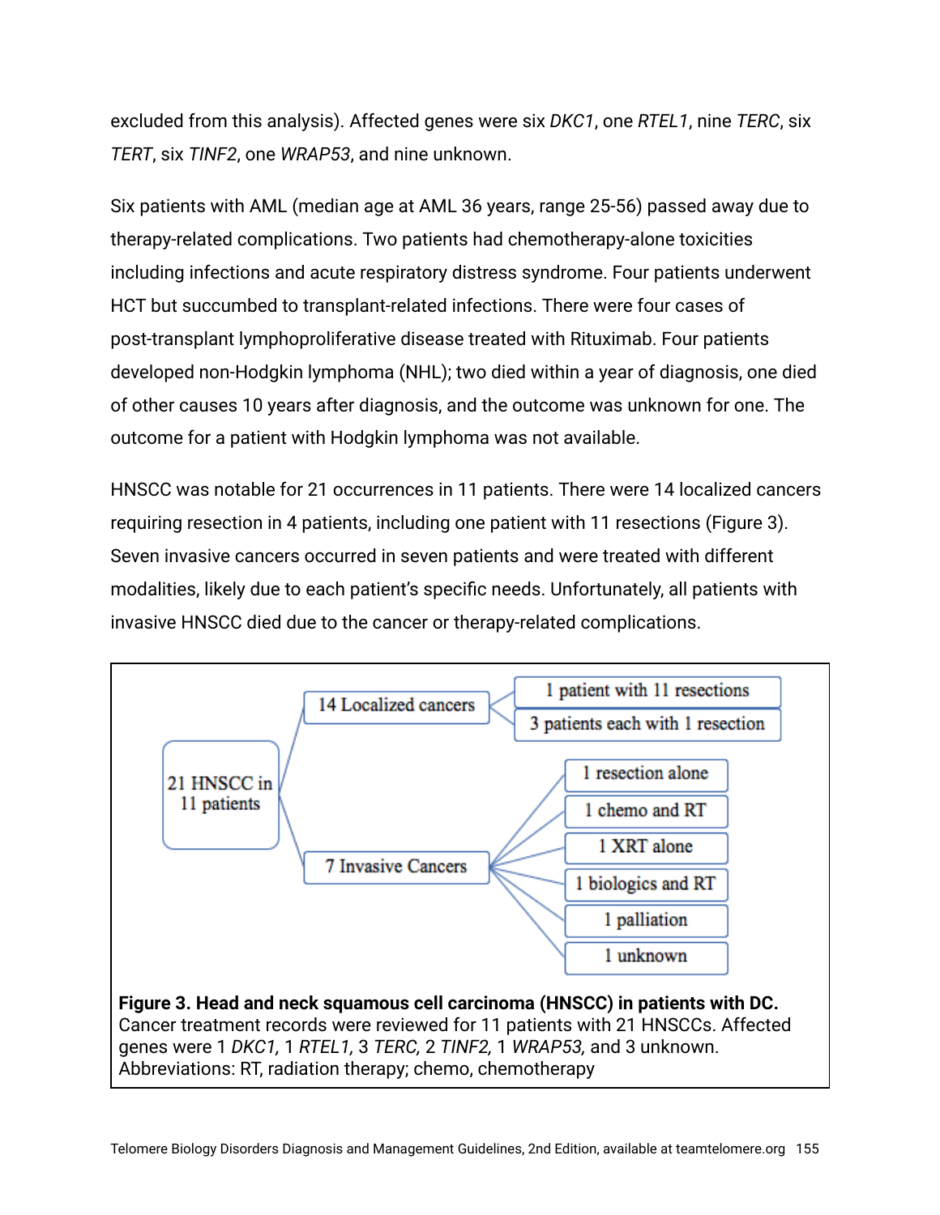excluded from this analysis). Affected genes were six *DKC1*, one *RTEL1*, nine *TERC*, six *TERT*, six *TINF2*, one *WRAP53*, and nine unknown.

Six patients with AML (median age at AML 36 years, range 25-56) passed away due to therapy-related complications. Two patients had chemotherapy-alone toxicities including infections and acute respiratory distress syndrome. Four patients underwent HCT but succumbed to transplant-related infections. There were four cases of post-transplant lymphoproliferative disease treated with Rituximab. Four patients developed non-Hodgkin lymphoma (NHL); two died within a year of diagnosis, one died of other causes 10 years after diagnosis, and the outcome was unknown for one. The outcome for a patient with Hodgkin lymphoma was not available.

HNSCC was notable for 21 occurrences in 11 patients. There were 14 localized cancers requiring resection in 4 patients, including one patient with 11 resections (Figure 3). Seven invasive cancers occurred in seven patients and were treated with different modalities, likely due to each patient's specific needs. Unfortunately, all patients with invasive HNSCC died due to the cancer or therapy-related complications.

- 21 HNSCC in 11 patients
  - 14 Localized cancers
    - 1 patient with 11 resections
    - 3 patients each with 1 resection
  - 7 Invasive Cancers
    - 1 resection alone
    - 1 chemo and RT
    - 1 XRT alone
    - 1 biologics and RT
    - 1 palliation
    - 1 unknown

**Figure 3. Head and neck squamous cell carcinoma (HNSCC) in patients with DC.** Cancer treatment records were reviewed for 11 patients with 21 HNSCCs. Affected genes were 1 *DKC1*, 1 *RTEL1*, 3 *TERC*, 2 *TINF2*, 1 *WRAP53*, and 3 unknown. Abbreviations: RT, radiation therapy; chemo, chemotherapy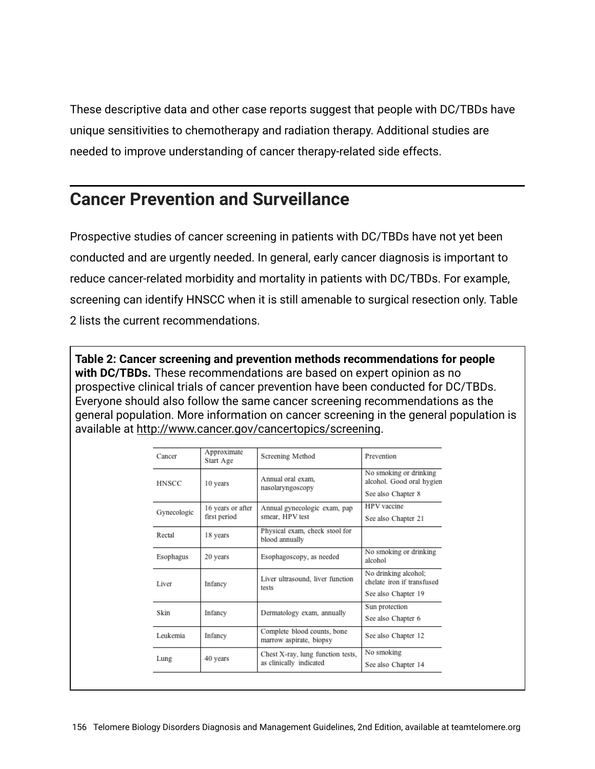These descriptive data and other case reports suggest that people with DC/TBDs have unique sensitivities to chemotherapy and radiation therapy. Additional studies are needed to improve understanding of cancer therapy-related side effects.

## Cancer Prevention and Surveillance

Prospective studies of cancer screening in patients with DC/TBDs have not yet been conducted and are urgently needed. In general, early cancer diagnosis is important to reduce cancer-related morbidity and mortality in patients with DC/TBDs. For example, screening can identify HNSCC when it is still amenable to surgical resection only. Table 2 lists the current recommendations.

**Table 2: Cancer screening and prevention methods recommendations for people with DC/TBDs.** These recommendations are based on expert opinion as no prospective clinical trials of cancer prevention have been conducted for DC/TBDs. Everyone should also follow the same cancer screening recommendations as the general population. More information on cancer screening in the general population is available at http://www.cancer.gov/cancertopics/screening.

| Cancer | Approximate Start Age | Screening Method | Prevention |
|---|---|---|---|
| HNSCC | 10 years | Annual oral exam, nasolaryngoscopy | No smoking or drinking alcohol. Good oral hygien<br>See also Chapter 8 |
| Gynecologic | 16 years or after first period | Annual gynecologic exam, pap smear, HPV test | HPV vaccine<br>See also Chapter 21 |
| Rectal | 18 years | Physical exam, check stool for blood annually | |
| Esophagus | 20 years | Esophagoscopy, as needed | No smoking or drinking alcohol |
| Liver | Infancy | Liver ultrasound, liver function tests | No drinking alcohol; chelate iron if transfused<br>See also Chapter 19 |
| Skin | Infancy | Dermatology exam, annually | Sun protection<br>See also Chapter 6 |
| Leukemia | Infancy | Complete blood counts, bone marrow aspirate, biopsy | See also Chapter 12 |
| Lung | 40 years | Chest X-ray, lung function tests, as clinically indicated | No smoking<br>See also Chapter 14 |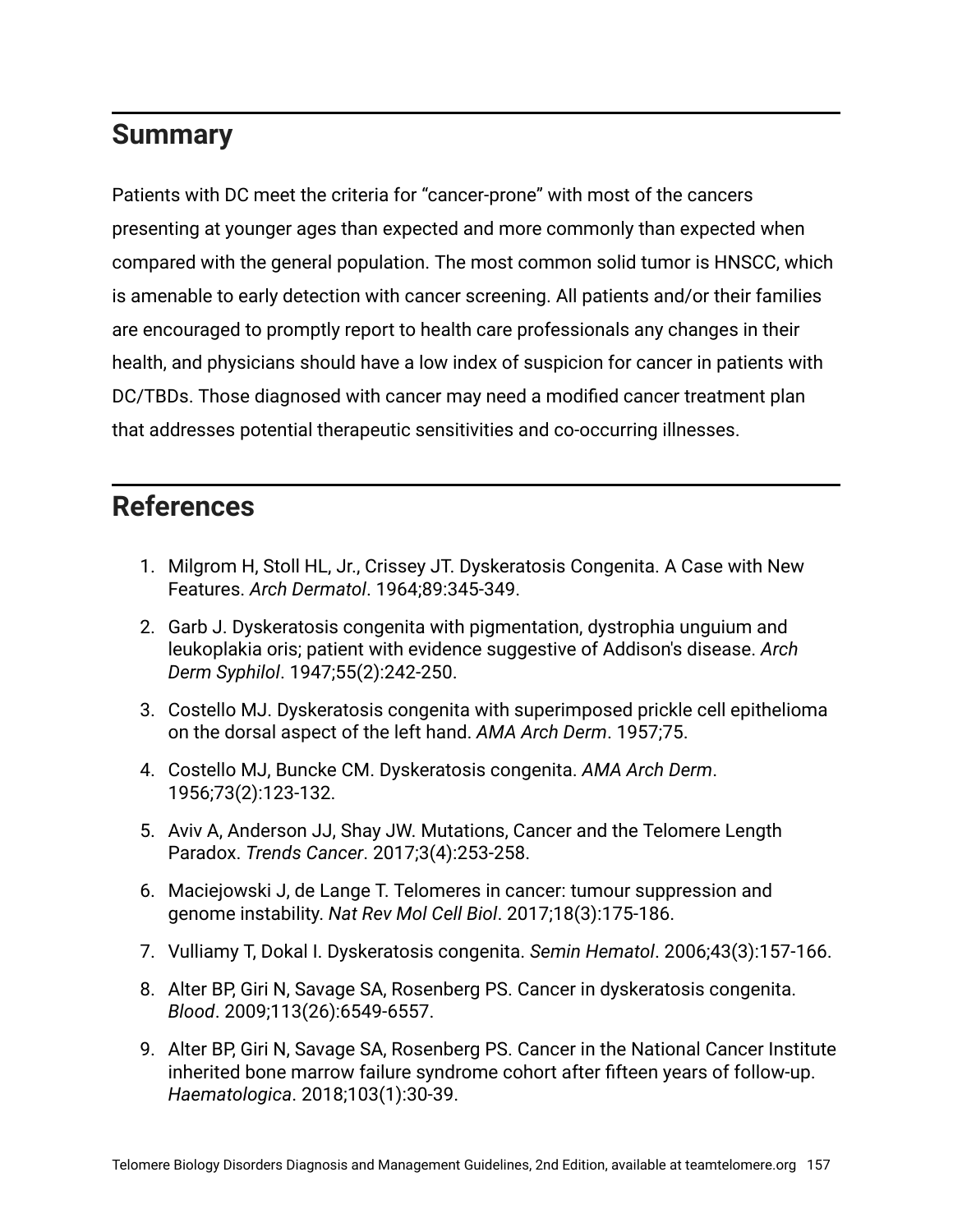## Summary

Patients with DC meet the criteria for "cancer-prone" with most of the cancers presenting at younger ages than expected and more commonly than expected when compared with the general population. The most common solid tumor is HNSCC, which is amenable to early detection with cancer screening. All patients and/or their families are encouraged to promptly report to health care professionals any changes in their health, and physicians should have a low index of suspicion for cancer in patients with DC/TBDs. Those diagnosed with cancer may need a modified cancer treatment plan that addresses potential therapeutic sensitivities and co-occurring illnesses.

## References

1. Milgrom H, Stoll HL, Jr., Crissey JT. Dyskeratosis Congenita. A Case with New Features. *Arch Dermatol*. 1964;89:345-349.
2. Garb J. Dyskeratosis congenita with pigmentation, dystrophia unguium and leukoplakia oris; patient with evidence suggestive of Addison's disease. *Arch Derm Syphilol*. 1947;55(2):242-250.
3. Costello MJ. Dyskeratosis congenita with superimposed prickle cell epithelioma on the dorsal aspect of the left hand. *AMA Arch Derm*. 1957;75.
4. Costello MJ, Buncke CM. Dyskeratosis congenita. *AMA Arch Derm*. 1956;73(2):123-132.
5. Aviv A, Anderson JJ, Shay JW. Mutations, Cancer and the Telomere Length Paradox. *Trends Cancer*. 2017;3(4):253-258.
6. Maciejowski J, de Lange T. Telomeres in cancer: tumour suppression and genome instability. *Nat Rev Mol Cell Biol*. 2017;18(3):175-186.
7. Vulliamy T, Dokal I. Dyskeratosis congenita. *Semin Hematol*. 2006;43(3):157-166.
8. Alter BP, Giri N, Savage SA, Rosenberg PS. Cancer in dyskeratosis congenita. *Blood*. 2009;113(26):6549-6557.
9. Alter BP, Giri N, Savage SA, Rosenberg PS. Cancer in the National Cancer Institute inherited bone marrow failure syndrome cohort after fifteen years of follow-up. *Haematologica*. 2018;103(1):30-39.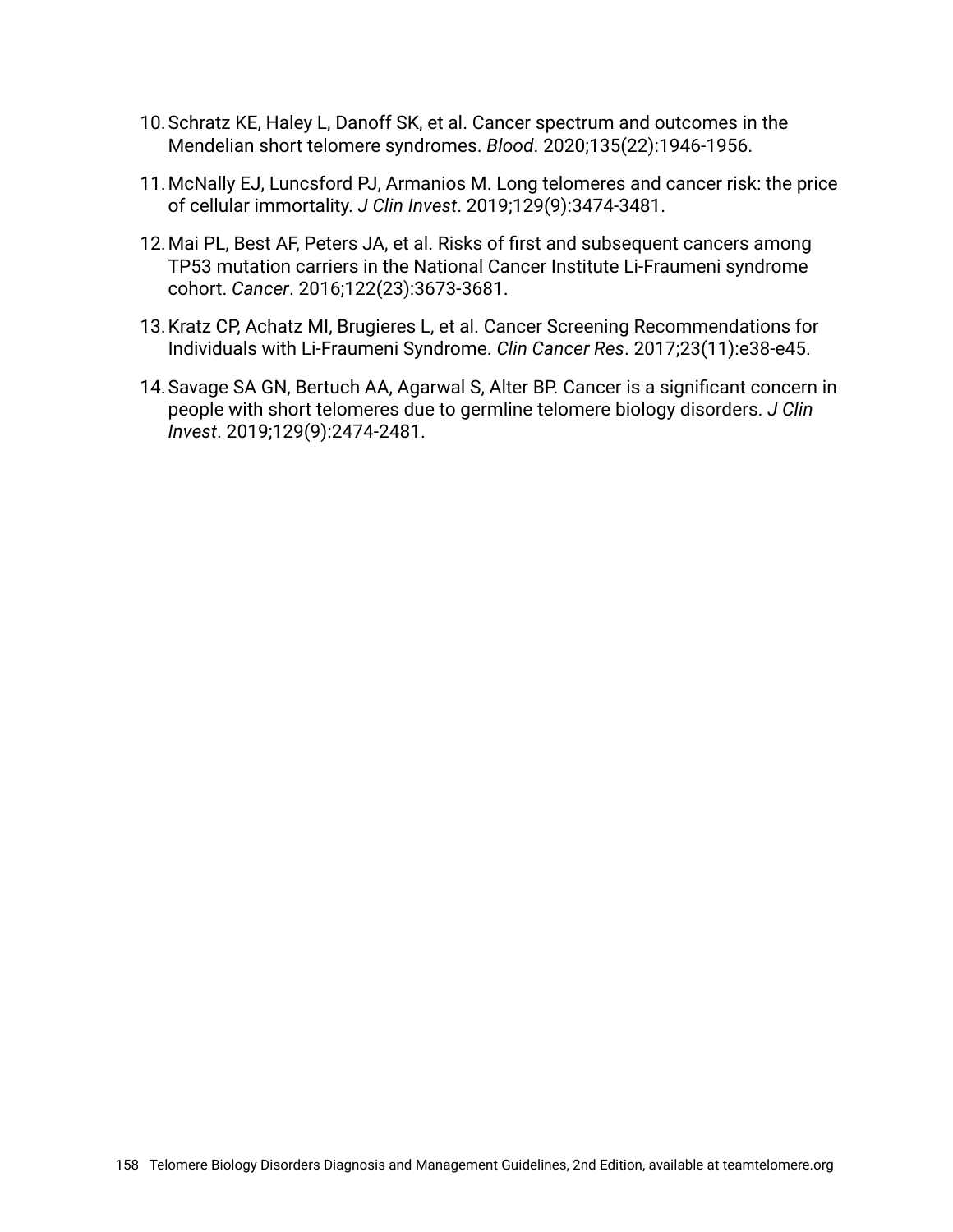10. Schratz KE, Haley L, Danoff SK, et al. Cancer spectrum and outcomes in the Mendelian short telomere syndromes. *Blood*. 2020;135(22):1946-1956.
11. McNally EJ, Luncsford PJ, Armanios M. Long telomeres and cancer risk: the price of cellular immortality. *J Clin Invest*. 2019;129(9):3474-3481.
12. Mai PL, Best AF, Peters JA, et al. Risks of first and subsequent cancers among TP53 mutation carriers in the National Cancer Institute Li-Fraumeni syndrome cohort. *Cancer*. 2016;122(23):3673-3681.
13. Kratz CP, Achatz MI, Brugieres L, et al. Cancer Screening Recommendations for Individuals with Li-Fraumeni Syndrome. *Clin Cancer Res*. 2017;23(11):e38-e45.
14. Savage SA GN, Bertuch AA, Agarwal S, Alter BP. Cancer is a significant concern in people with short telomeres due to germline telomere biology disorders. *J Clin Invest*. 2019;129(9):2474-2481.